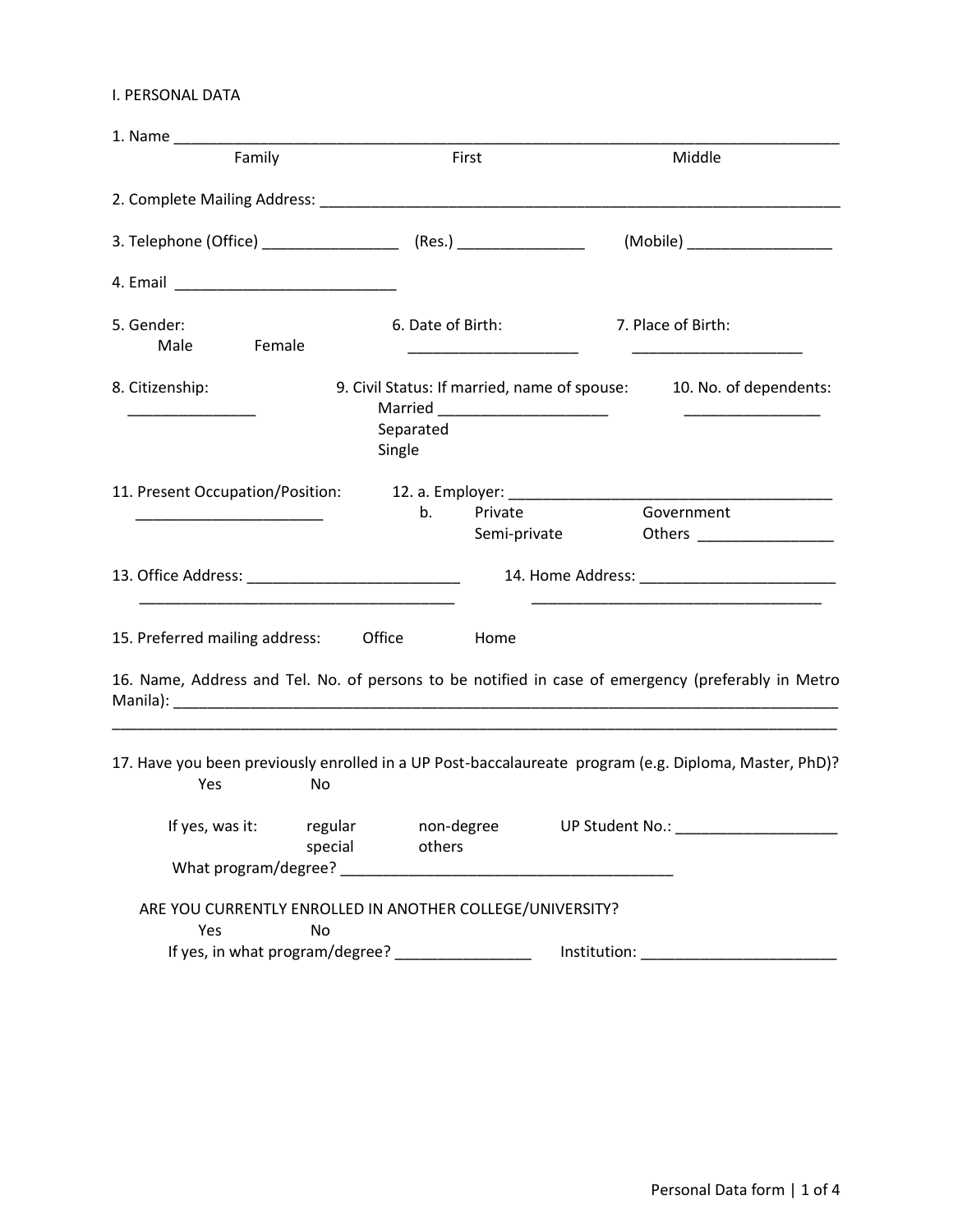I. PERSONAL DATA

1. Name ____________________________________________________________________________
   Family                                   First                                   Middle

2. Complete Mailing Address: ______________________________________________________

3. Telephone (Office) ________________ (Res.) _______________ (Mobile) _________________

4. Email __________________________

5. Gender:
   Male    Female

6. Date of Birth: ____________________

7. Place of Birth: ____________________

8. Citizenship: _______________

9. Civil Status: If married, name of spouse:
   Married ____________________
   Separated
   Single

10. No. of dependents: ________________

11. Present Occupation/Position: ______________________

12. a. Employer: ________________________________________
    b. Private    Government
       Semi-private    Others ________________

13. Office Address: _________________________
    _____________________________________

14. Home Address: _______________________
    ___________________________________

15. Preferred mailing address:    Office    Home

16. Name, Address and Tel. No. of persons to be notified in case of emergency (preferably in Metro Manila): ______________________________________________________________________________
___________________________________________________________________________________

17. Have you been previously enrolled in a UP Post-baccalaureate program (e.g. Diploma, Master, PhD)?
    Yes    No

    If yes, was it:    regular    non-degree    UP Student No.: ___________________
                       special    others
    What program/degree? ________________________________________

ARE YOU CURRENTLY ENROLLED IN ANOTHER COLLEGE/UNIVERSITY?
    Yes    No
    If yes, in what program/degree? ________________    Institution: _______________________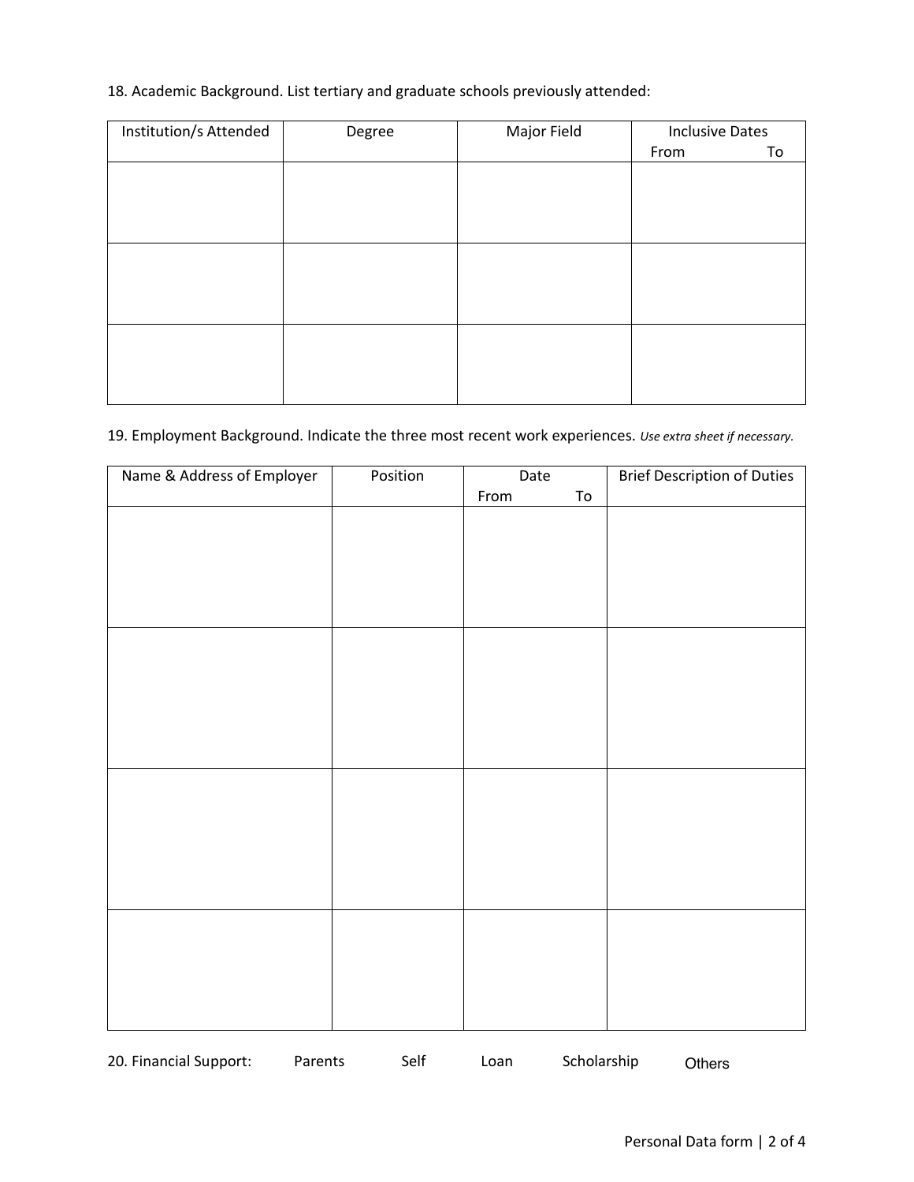18. Academic Background. List tertiary and graduate schools previously attended:

| Institution/s Attended | Degree | Major Field | Inclusive Dates | |
|---|---|---|---|---|
| | | | From | To |
| | | | | |
| | | | | |
| | | | | |

19. Employment Background. Indicate the three most recent work experiences. *Use extra sheet if necessary.*

| Name & Address of Employer | Position | Date | | Brief Description of Duties |
|---|---|---|---|---|
| | | From | To | |
| | | | | |
| | | | | |
| | | | | |
| | | | | |

20. Financial Support: Parents Self Loan Scholarship Others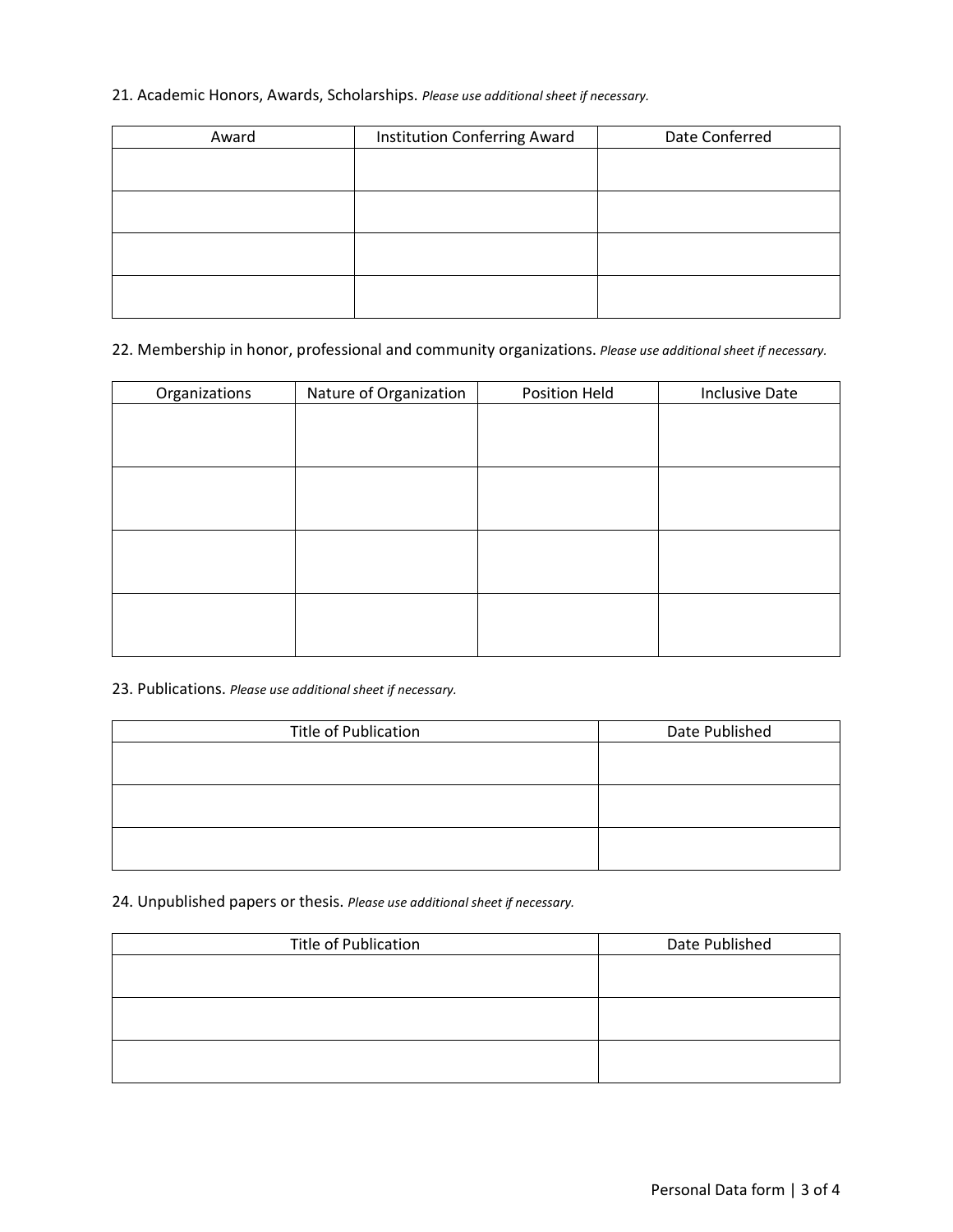21. Academic Honors, Awards, Scholarships. *Please use additional sheet if necessary.*

| Award | Institution Conferring Award | Date Conferred |
| --- | --- | --- |
| | | |
| | | |
| | | |
| | | |

22. Membership in honor, professional and community organizations. *Please use additional sheet if necessary.*

| Organizations | Nature of Organization | Position Held | Inclusive Date |
| --- | --- | --- | --- |
| | | | |
| | | | |
| | | | |
| | | | |

23. Publications. *Please use additional sheet if necessary.*

| Title of Publication | Date Published |
| --- | --- |
| | |
| | |
| | |

24. Unpublished papers or thesis. *Please use additional sheet if necessary.*

| Title of Publication | Date Published |
| --- | --- |
| | |
| | |
| | |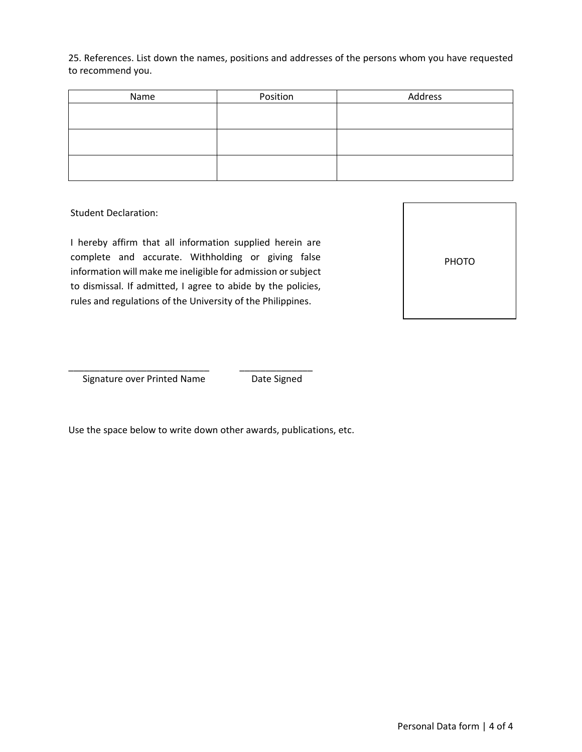25. References. List down the names, positions and addresses of the persons whom you have requested to recommend you.

| Name | Position | Address |
| --- | --- | --- |
| | | |
| | | |
| | | |

Student Declaration:

I hereby affirm that all information supplied herein are complete and accurate. Withholding or giving false information will make me ineligible for admission or subject to dismissal. If admitted, I agree to abide by the policies, rules and regulations of the University of the Philippines.

PHOTO

___________________________ ______________

Signature over Printed Name Date Signed

Use the space below to write down other awards, publications, etc.